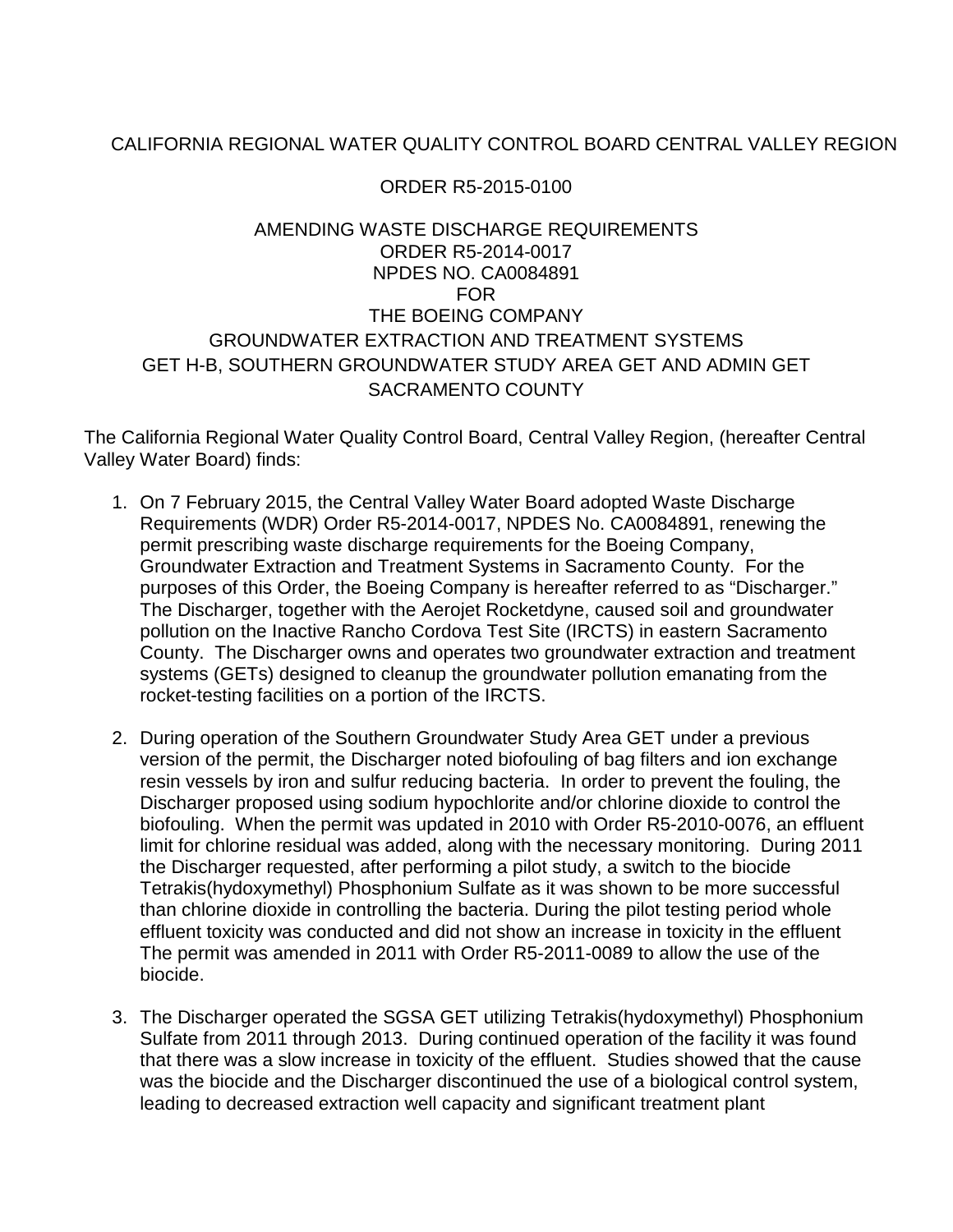CALIFORNIA REGIONAL WATER QUALITY CONTROL BOARD CENTRAL VALLEY REGION

ORDER R5-2015-0100

AMENDING WASTE DISCHARGE REQUIREMENTS
ORDER R5-2014-0017
NPDES NO. CA0084891
FOR
THE BOEING COMPANY
GROUNDWATER EXTRACTION AND TREATMENT SYSTEMS
GET H-B, SOUTHERN GROUNDWATER STUDY AREA GET AND ADMIN GET
SACRAMENTO COUNTY

The California Regional Water Quality Control Board, Central Valley Region, (hereafter Central Valley Water Board) finds:

1. On 7 February 2015, the Central Valley Water Board adopted Waste Discharge Requirements (WDR) Order R5-2014-0017, NPDES No. CA0084891, renewing the permit prescribing waste discharge requirements for the Boeing Company, Groundwater Extraction and Treatment Systems in Sacramento County. For the purposes of this Order, the Boeing Company is hereafter referred to as "Discharger." The Discharger, together with the Aerojet Rocketdyne, caused soil and groundwater pollution on the Inactive Rancho Cordova Test Site (IRCTS) in eastern Sacramento County. The Discharger owns and operates two groundwater extraction and treatment systems (GETs) designed to cleanup the groundwater pollution emanating from the rocket-testing facilities on a portion of the IRCTS.

2. During operation of the Southern Groundwater Study Area GET under a previous version of the permit, the Discharger noted biofouling of bag filters and ion exchange resin vessels by iron and sulfur reducing bacteria. In order to prevent the fouling, the Discharger proposed using sodium hypochlorite and/or chlorine dioxide to control the biofouling. When the permit was updated in 2010 with Order R5-2010-0076, an effluent limit for chlorine residual was added, along with the necessary monitoring. During 2011 the Discharger requested, after performing a pilot study, a switch to the biocide Tetrakis(hydoxymethyl) Phosphonium Sulfate as it was shown to be more successful than chlorine dioxide in controlling the bacteria. During the pilot testing period whole effluent toxicity was conducted and did not show an increase in toxicity in the effluent The permit was amended in 2011 with Order R5-2011-0089 to allow the use of the biocide.

3. The Discharger operated the SGSA GET utilizing Tetrakis(hydoxymethyl) Phosphonium Sulfate from 2011 through 2013. During continued operation of the facility it was found that there was a slow increase in toxicity of the effluent. Studies showed that the cause was the biocide and the Discharger discontinued the use of a biological control system, leading to decreased extraction well capacity and significant treatment plant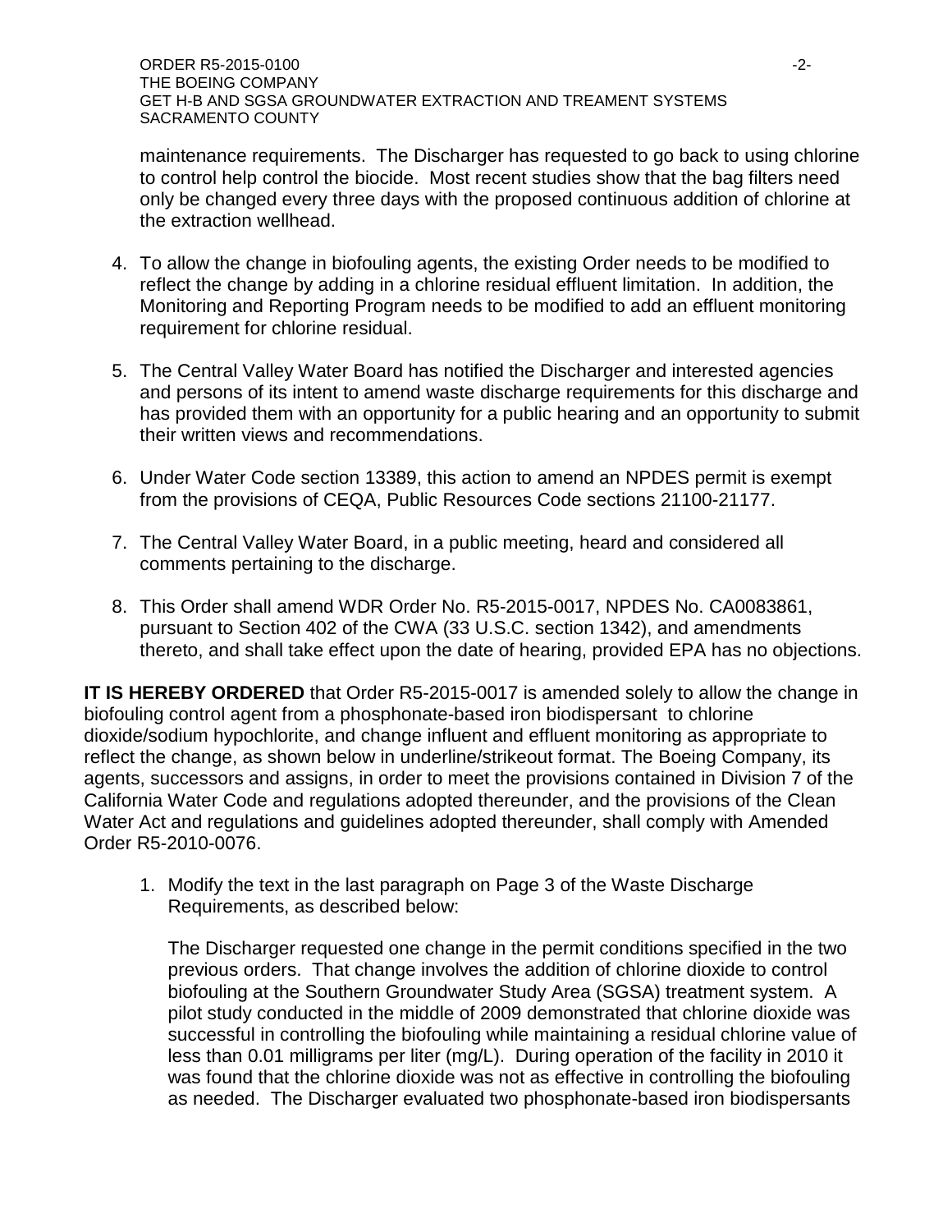maintenance requirements. The Discharger has requested to go back to using chlorine to control help control the biocide. Most recent studies show that the bag filters need only be changed every three days with the proposed continuous addition of chlorine at the extraction wellhead.

4. To allow the change in biofouling agents, the existing Order needs to be modified to reflect the change by adding in a chlorine residual effluent limitation. In addition, the Monitoring and Reporting Program needs to be modified to add an effluent monitoring requirement for chlorine residual.

5. The Central Valley Water Board has notified the Discharger and interested agencies and persons of its intent to amend waste discharge requirements for this discharge and has provided them with an opportunity for a public hearing and an opportunity to submit their written views and recommendations.

6. Under Water Code section 13389, this action to amend an NPDES permit is exempt from the provisions of CEQA, Public Resources Code sections 21100-21177.

7. The Central Valley Water Board, in a public meeting, heard and considered all comments pertaining to the discharge.

8. This Order shall amend WDR Order No. R5-2015-0017, NPDES No. CA0083861, pursuant to Section 402 of the CWA (33 U.S.C. section 1342), and amendments thereto, and shall take effect upon the date of hearing, provided EPA has no objections.

**IT IS HEREBY ORDERED** that Order R5-2015-0017 is amended solely to allow the change in biofouling control agent from a phosphonate-based iron biodispersant to chlorine dioxide/sodium hypochlorite, and change influent and effluent monitoring as appropriate to reflect the change, as shown below in underline/strikeout format. The Boeing Company, its agents, successors and assigns, in order to meet the provisions contained in Division 7 of the California Water Code and regulations adopted thereunder, and the provisions of the Clean Water Act and regulations and guidelines adopted thereunder, shall comply with Amended Order R5-2010-0076.

1. Modify the text in the last paragraph on Page 3 of the Waste Discharge Requirements, as described below:

   The Discharger requested one change in the permit conditions specified in the two previous orders. That change involves the addition of chlorine dioxide to control biofouling at the Southern Groundwater Study Area (SGSA) treatment system. A pilot study conducted in the middle of 2009 demonstrated that chlorine dioxide was successful in controlling the biofouling while maintaining a residual chlorine value of less than 0.01 milligrams per liter (mg/L). During operation of the facility in 2010 it was found that the chlorine dioxide was not as effective in controlling the biofouling as needed. The Discharger evaluated two phosphonate-based iron biodispersants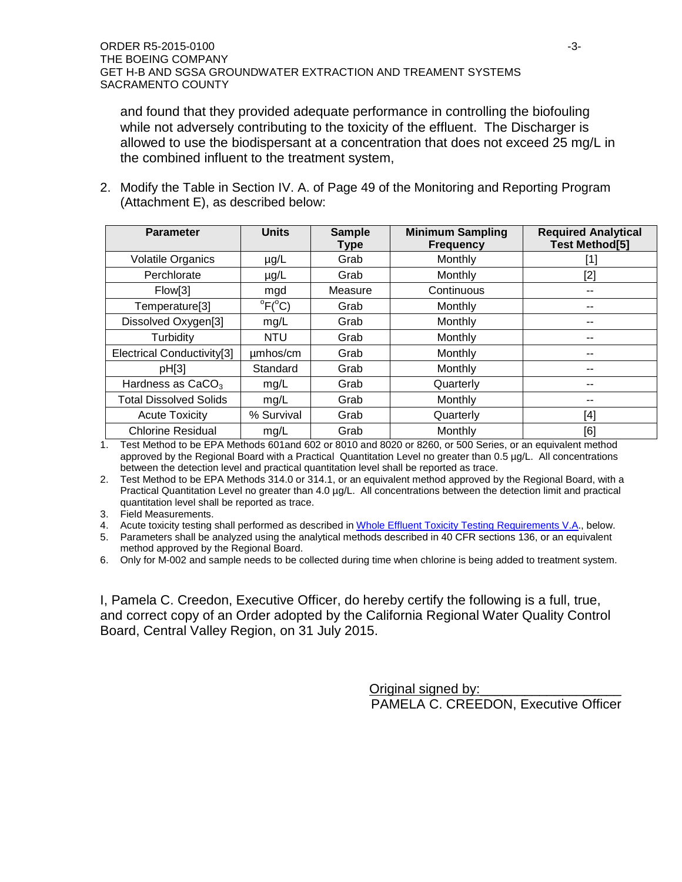and found that they provided adequate performance in controlling the biofouling while not adversely contributing to the toxicity of the effluent. The Discharger is allowed to use the biodispersant at a concentration that does not exceed 25 mg/L in the combined influent to the treatment system,

2. Modify the Table in Section IV. A. of Page 49 of the Monitoring and Reporting Program (Attachment E), as described below:

| Parameter | Units | Sample Type | Minimum Sampling Frequency | Required Analytical Test Method[5] |
|---|---|---|---|---|
| Volatile Organics | µg/L | Grab | Monthly | [1] |
| Perchlorate | µg/L | Grab | Monthly | [2] |
| Flow[3] | mgd | Measure | Continuous | -- |
| Temperature[3] | °F(°C) | Grab | Monthly | -- |
| Dissolved Oxygen[3] | mg/L | Grab | Monthly | -- |
| Turbidity | NTU | Grab | Monthly | -- |
| Electrical Conductivity[3] | µmhos/cm | Grab | Monthly | -- |
| pH[3] | Standard | Grab | Monthly | -- |
| Hardness as $CaCO_3$ | mg/L | Grab | Quarterly | -- |
| Total Dissolved Solids | mg/L | Grab | Monthly | -- |
| Acute Toxicity | % Survival | Grab | Quarterly | [4] |
| Chlorine Residual | mg/L | Grab | Monthly | [6] |

1. Test Method to be EPA Methods 601and 602 or 8010 and 8020 or 8260, or 500 Series, or an equivalent method approved by the Regional Board with a Practical Quantitation Level no greater than 0.5 µg/L. All concentrations between the detection level and practical quantitation level shall be reported as trace.
2. Test Method to be EPA Methods 314.0 or 314.1, or an equivalent method approved by the Regional Board, with a Practical Quantitation Level no greater than 4.0 µg/L. All concentrations between the detection limit and practical quantitation level shall be reported as trace.
3. Field Measurements.
4. Acute toxicity testing shall performed as described in Whole Effluent Toxicity Testing Requirements V.A., below.
5. Parameters shall be analyzed using the analytical methods described in 40 CFR sections 136, or an equivalent method approved by the Regional Board.
6. Only for M-002 and sample needs to be collected during time when chlorine is being added to treatment system.

I, Pamela C. Creedon, Executive Officer, do hereby certify the following is a full, true, and correct copy of an Order adopted by the California Regional Water Quality Control Board, Central Valley Region, on 31 July 2015.

Original signed by:\_\_\_\_\_\_\_\_\_\_\_\_\_\_\_\_\_\_\_
PAMELA C. CREEDON, Executive Officer